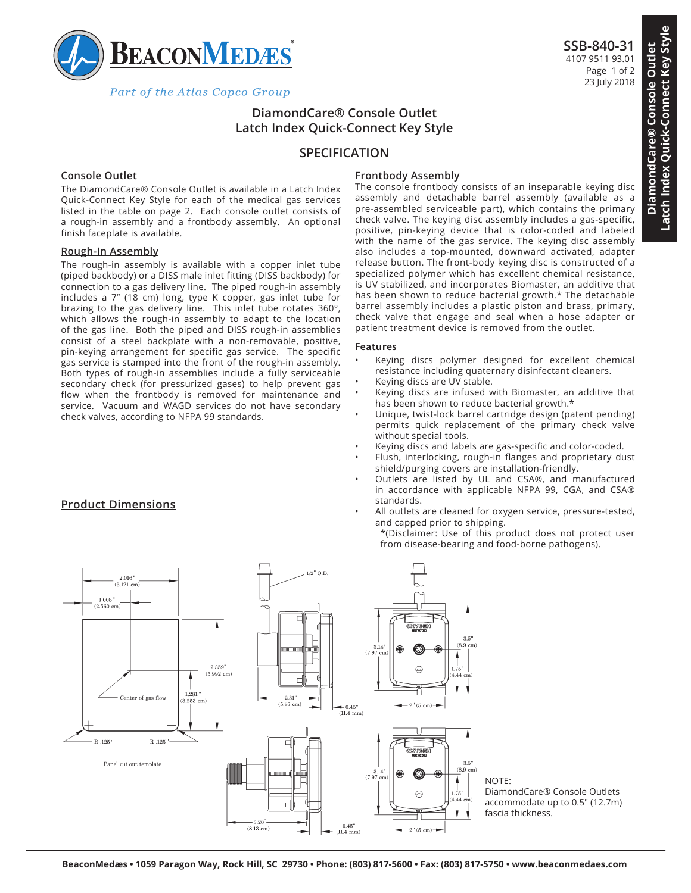# DiamondCare® Console Outlet
# Latch Index Quick-Connect Key Style

SSB-840-31
4107 9511 93.01
23 July 2018

## SPECIFICATION

### Console Outlet

The DiamondCare® Console Outlet is available in a Latch Index Quick-Connect Key Style for each of the medical gas services listed in the table on page 2. Each console outlet consists of a rough-in assembly and a frontbody assembly. An optional finish faceplate is available.

### Rough-In Assembly

The rough-in assembly is available with a copper inlet tube (piped backbody) or a DISS male inlet fitting (DISS backbody) for connection to a gas delivery line. The piped rough-in assembly includes a 7" (18 cm) long, type K copper, gas inlet tube for brazing to the gas delivery line. This inlet tube rotates 360°, which allows the rough-in assembly to adapt to the location of the gas line. Both the piped and DISS rough-in assemblies consist of a steel backplate with a non-removable, positive, pin-keying arrangement for specific gas service. The specific gas service is stamped into the front of the rough-in assembly. Both types of rough-in assemblies include a fully serviceable secondary check (for pressurized gases) to help prevent gas flow when the frontbody is removed for maintenance and service. Vacuum and WAGD services do not have secondary check valves, according to NFPA 99 standards.

### Frontbody Assembly

The console frontbody consists of an inseparable keying disc assembly and detachable barrel assembly (available as a pre-assembled serviceable part), which contains the primary check valve. The keying disc assembly includes a gas-specific, positive, pin-keying device that is color-coded and labeled with the name of the gas service. The keying disc assembly also includes a top-mounted, downward activated, adapter release button. The front-body keying disc is constructed of a specialized polymer which has excellent chemical resistance, is UV stabilized, and incorporates Biomaster, an additive that has been shown to reduce bacterial growth.* The detachable barrel assembly includes a plastic piston and brass, primary, check valve that engage and seal when a hose adapter or patient treatment device is removed from the outlet.

### Features

- Keying discs polymer designed for excellent chemical resistance including quaternary disinfectant cleaners.
- Keying discs are UV stable.
- Keying discs are infused with Biomaster, an additive that has been shown to reduce bacterial growth.*
- Unique, twist-lock barrel cartridge design (patent pending) permits quick replacement of the primary check valve without special tools.
- Keying discs and labels are gas-specific and color-coded.
- Flush, interlocking, rough-in flanges and proprietary dust shield/purging covers are installation-friendly.
- Outlets are listed by UL and CSA®, and manufactured in accordance with applicable NFPA 99, CGA, and CSA® standards.
- All outlets are cleaned for oxygen service, pressure-tested, and capped prior to shipping.

*(Disclaimer: Use of this product does not protect user from disease-bearing and food-borne pathogens).

### Product Dimensions

NOTE:
DiamondCare® Console Outlets accommodate up to 0.5" (12.7m) fascia thickness.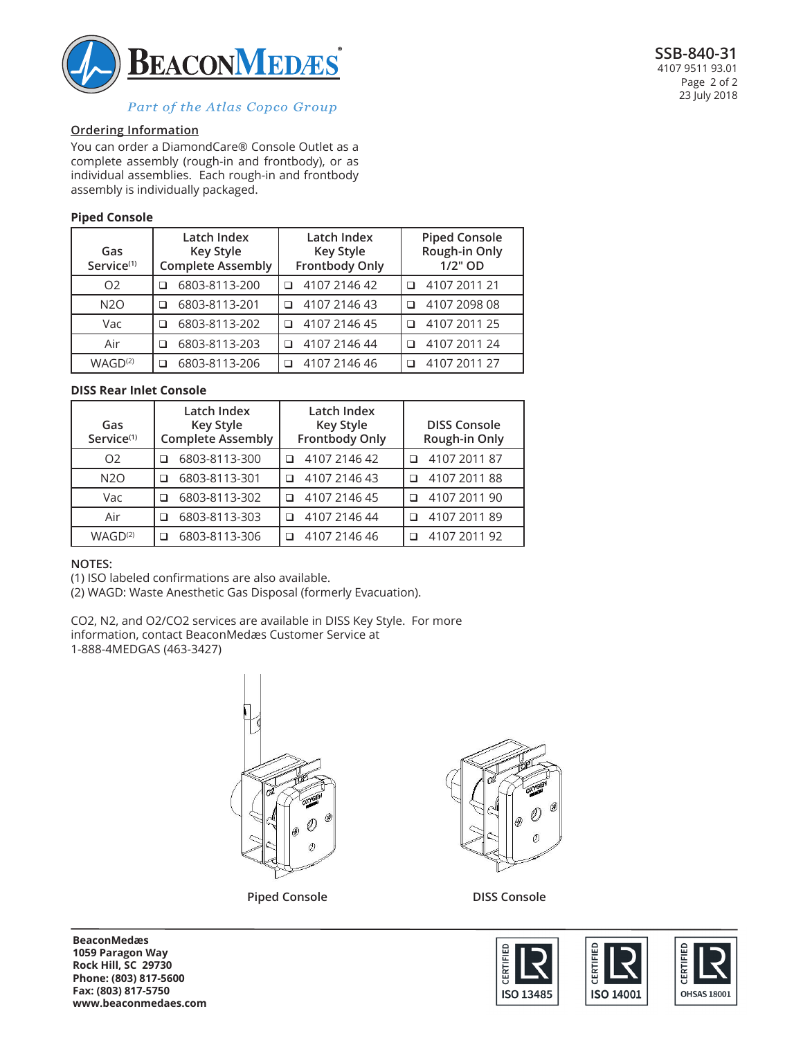## Ordering Information

You can order a DiamondCare® Console Outlet as a complete assembly (rough-in and frontbody), or as individual assemblies. Each rough-in and frontbody assembly is individually packaged.

**Piped Console**

| Gas Service[(1)] | Latch Index Key Style Complete Assembly | Latch Index Key Style Frontbody Only | Piped Console Rough-in Only 1/2" OD |
|---|---|---|---|
| O2 | ❑ 6803-8113-200 | ❑ 4107 2146 42 | ❑ 4107 2011 21 |
| N2O | ❑ 6803-8113-201 | ❑ 4107 2146 43 | ❑ 4107 2098 08 |
| Vac | ❑ 6803-8113-202 | ❑ 4107 2146 45 | ❑ 4107 2011 25 |
| Air | ❑ 6803-8113-203 | ❑ 4107 2146 44 | ❑ 4107 2011 24 |
| WAGD[(2)] | ❑ 6803-8113-206 | ❑ 4107 2146 46 | ❑ 4107 2011 27 |

**DISS Rear Inlet Console**

| Gas Service[(1)] | Latch Index Key Style Complete Assembly | Latch Index Key Style Frontbody Only | DISS Console Rough-in Only |
|---|---|---|---|
| O2 | ❑ 6803-8113-300 | ❑ 4107 2146 42 | ❑ 4107 2011 87 |
| N2O | ❑ 6803-8113-301 | ❑ 4107 2146 43 | ❑ 4107 2011 88 |
| Vac | ❑ 6803-8113-302 | ❑ 4107 2146 45 | ❑ 4107 2011 90 |
| Air | ❑ 6803-8113-303 | ❑ 4107 2146 44 | ❑ 4107 2011 89 |
| WAGD[(2)] | ❑ 6803-8113-306 | ❑ 4107 2146 46 | ❑ 4107 2011 92 |

**NOTES:**

(1) ISO labeled confirmations are also available.
(2) WAGD: Waste Anesthetic Gas Disposal (formerly Evacuation).

CO2, N2, and O2/CO2 services are available in DISS Key Style. For more information, contact BeaconMedæs Customer Service at 1-888-4MEDGAS (463-3427)

Piped Console

DISS Console

**BeaconMedæs**
**1059 Paragon Way**
**Rock Hill, SC 29730**
**Phone: (803) 817-5600**
**Fax: (803) 817-5750**
**www.beaconmedaes.com**

CERTIFIED ISO 13485 | CERTIFIED ISO 14001 | CERTIFIED OHSAS 18001